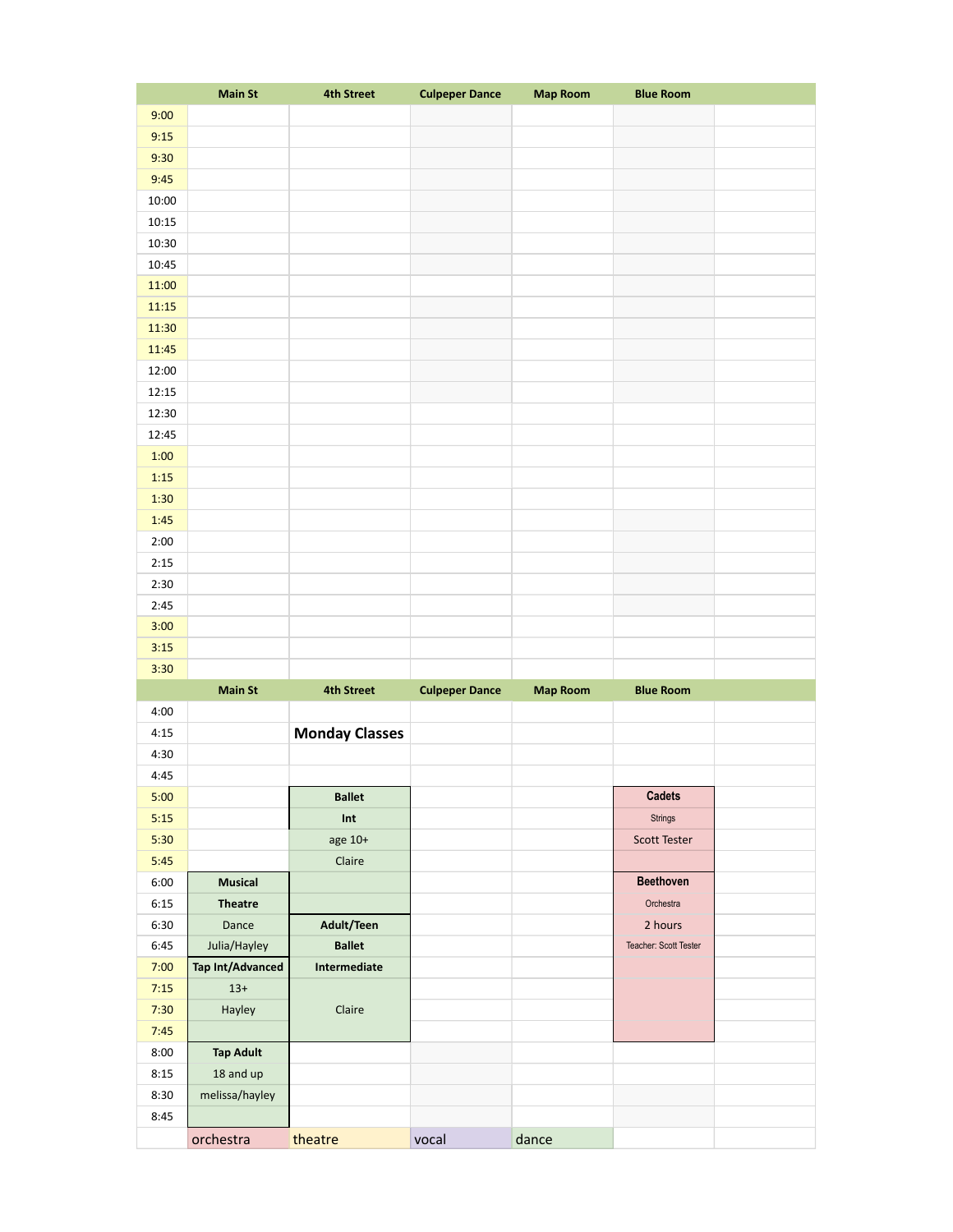## Monday Classes

| | Main St | 4th Street | Culpeper Dance | Map Room | Blue Room | |
|---|---|---|---|---|---|---|
| 9:00 | | | | | | |
| 9:15 | | | | | | |
| 9:30 | | | | | | |
| 9:45 | | | | | | |
| 10:00 | | | | | | |
| 10:15 | | | | | | |
| 10:30 | | | | | | |
| 10:45 | | | | | | |
| 11:00 | | | | | | |
| 11:15 | | | | | | |
| 11:30 | | | | | | |
| 11:45 | | | | | | |
| 12:00 | | | | | | |
| 12:15 | | | | | | |
| 12:30 | | | | | | |
| 12:45 | | | | | | |
| 1:00 | | | | | | |
| 1:15 | | | | | | |
| 1:30 | | | | | | |
| 1:45 | | | | | | |
| 2:00 | | | | | | |
| 2:15 | | | | | | |
| 2:30 | | | | | | |
| 2:45 | | | | | | |
| 3:00 | | | | | | |
| 3:15 | | | | | | |
| 3:30 | | | | | | |
| | **Main St** | **4th Street** | **Culpeper Dance** | **Map Room** | **Blue Room** | |
| 4:00 | | | | | | |
| 4:15 | | **Monday Classes** | | | | |
| 4:30 | | | | | | |
| 4:45 | | | | | | |
| 5:00 | | **Ballet** | | | **Cadets** | |
| 5:15 | | **Int** | | | Strings | |
| 5:30 | | age 10+ | | | Scott Tester | |
| 5:45 | | Claire | | | | |
| 6:00 | **Musical** | | | | **Beethoven** | |
| 6:15 | **Theatre** | | | | Orchestra | |
| 6:30 | Dance | **Adult/Teen** | | | 2 hours | |
| 6:45 | Julia/Hayley | **Ballet** | | | Teacher: Scott Tester | |
| 7:00 | **Tap Int/Advanced** | **Intermediate** | | | | |
| 7:15 | 13+ | | | | | |
| 7:30 | Hayley | Claire | | | | |
| 7:45 | | | | | | |
| 8:00 | **Tap Adult** | | | | | |
| 8:15 | 18 and up | | | | | |
| 8:30 | melissa/hayley | | | | | |
| 8:45 | | | | | | |
| | orchestra | theatre | vocal | dance | | |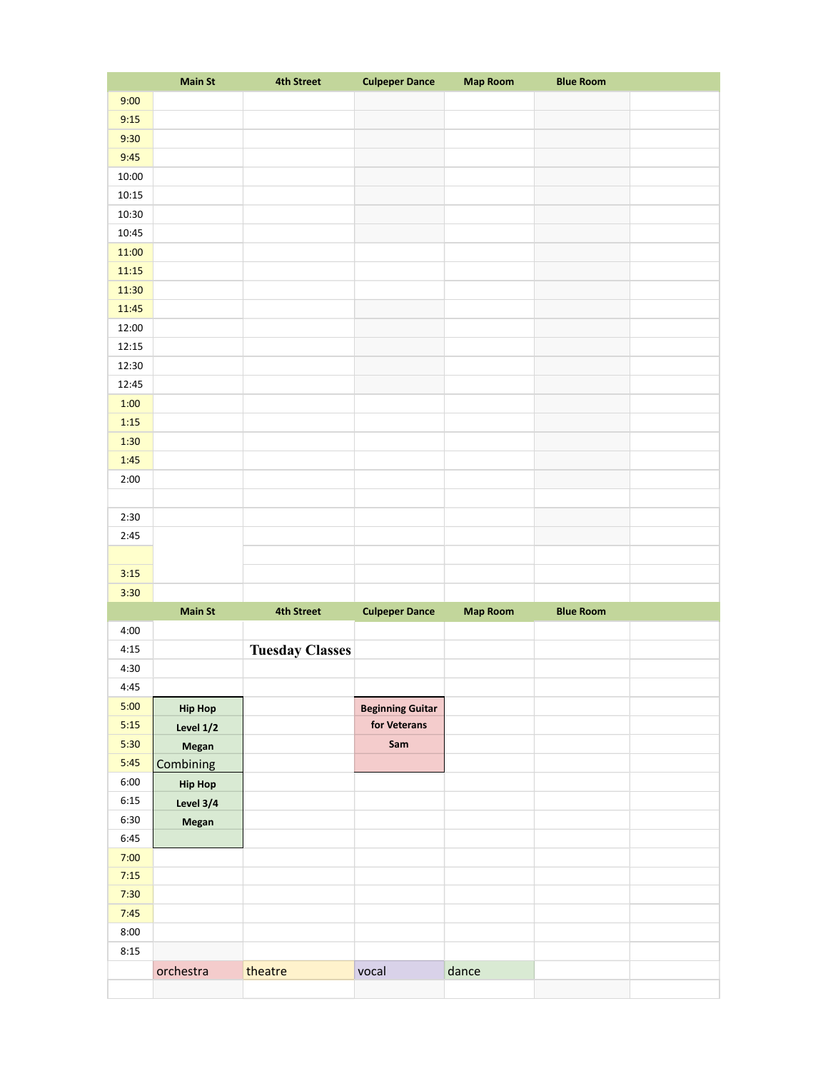| | Main St | 4th Street | Culpeper Dance | Map Room | Blue Room | |
|---|---|---|---|---|---|---|
| 9:00 | | | | | | |
| 9:15 | | | | | | |
| 9:30 | | | | | | |
| 9:45 | | | | | | |
| 10:00 | | | | | | |
| 10:15 | | | | | | |
| 10:30 | | | | | | |
| 10:45 | | | | | | |
| 11:00 | | | | | | |
| 11:15 | | | | | | |
| 11:30 | | | | | | |
| 11:45 | | | | | | |
| 12:00 | | | | | | |
| 12:15 | | | | | | |
| 12:30 | | | | | | |
| 12:45 | | | | | | |
| 1:00 | | | | | | |
| 1:15 | | | | | | |
| 1:30 | | | | | | |
| 1:45 | | | | | | |
| 2:00 | | | | | | |
| | | | | | | |
| 2:30 | | | | | | |
| 2:45 | | | | | | |
| | | | | | | |
| 3:15 | | | | | | |
| 3:30 | | | | | | |

| | Main St | 4th Street | Culpeper Dance | Map Room | Blue Room | |
|---|---|---|---|---|---|---|
| 4:00 | | | | | | |
| 4:15 | | **Tuesday Classes** | | | | |
| 4:30 | | | | | | |
| 4:45 | | | | | | |
| 5:00 | **Hip Hop** | | **Beginning Guitar** | | | |
| 5:15 | **Level 1/2** | | **for Veterans** | | | |
| 5:30 | **Megan** | | **Sam** | | | |
| 5:45 | Combining | | | | | |
| 6:00 | **Hip Hop** | | | | | |
| 6:15 | **Level 3/4** | | | | | |
| 6:30 | **Megan** | | | | | |
| 6:45 | | | | | | |
| 7:00 | | | | | | |
| 7:15 | | | | | | |
| 7:30 | | | | | | |
| 7:45 | | | | | | |
| 8:00 | | | | | | |
| 8:15 | | | | | | |
| | orchestra | theatre | vocal | dance | | |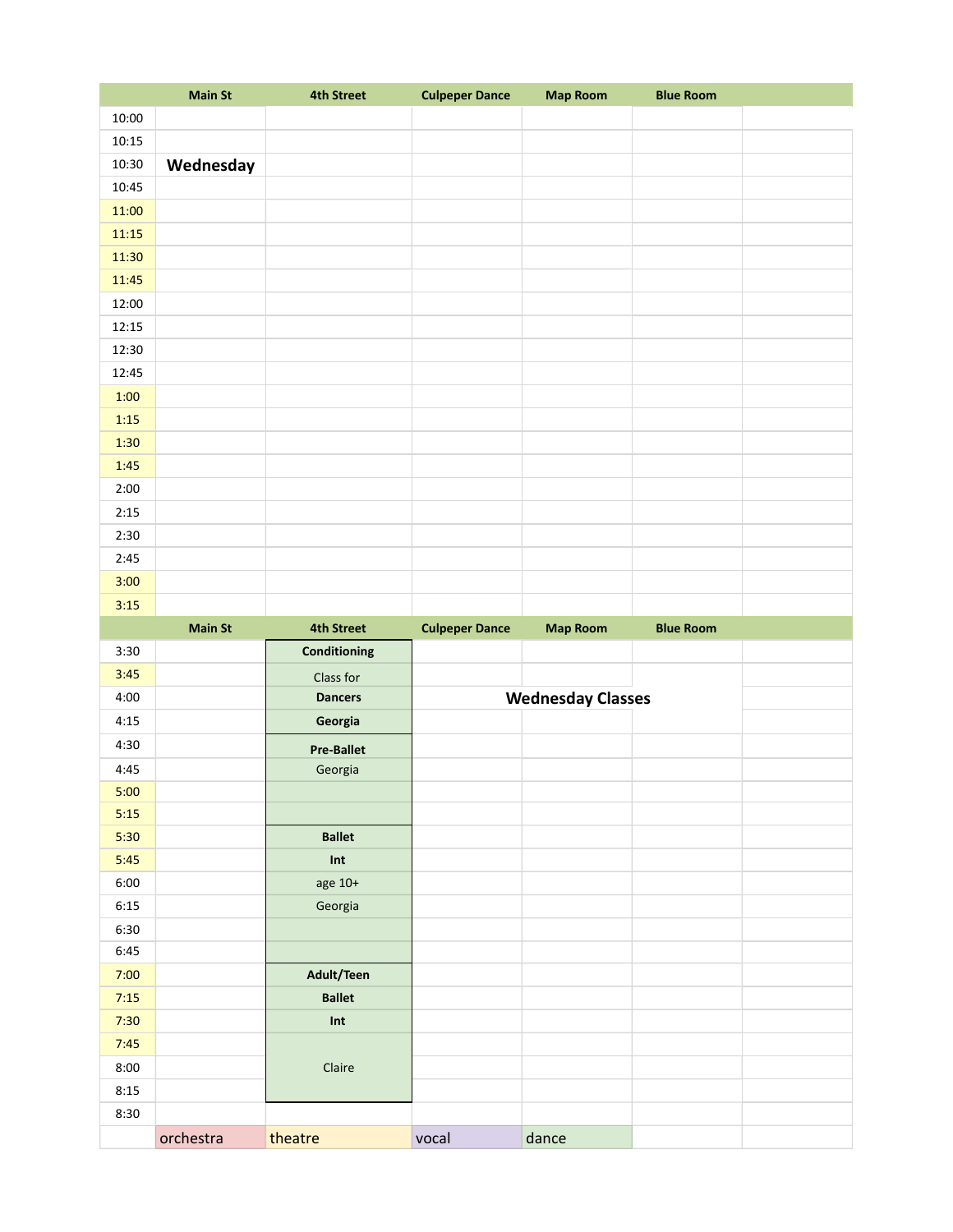| | Main St | 4th Street | Culpeper Dance | Map Room | Blue Room | |
|---|---|---|---|---|---|---|
| 10:00 | | | | | | |
| 10:15 | | | | | | |
| 10:30 | **Wednesday** | | | | | |
| 10:45 | | | | | | |
| 11:00 | | | | | | |
| 11:15 | | | | | | |
| 11:30 | | | | | | |
| 11:45 | | | | | | |
| 12:00 | | | | | | |
| 12:15 | | | | | | |
| 12:30 | | | | | | |
| 12:45 | | | | | | |
| 1:00 | | | | | | |
| 1:15 | | | | | | |
| 1:30 | | | | | | |
| 1:45 | | | | | | |
| 2:00 | | | | | | |
| 2:15 | | | | | | |
| 2:30 | | | | | | |
| 2:45 | | | | | | |
| 3:00 | | | | | | |
| 3:15 | | | | | | |
| | **Main St** | **4th Street** | **Culpeper Dance** | **Map Room** | **Blue Room** | |
| 3:30 | | **Conditioning** | | | | |
| 3:45 | | Class for | | | | |
| 4:00 | | **Dancers** | | **Wednesday Classes** | | |
| 4:15 | | **Georgia** | | | | |
| 4:30 | | **Pre-Ballet** | | | | |
| 4:45 | | Georgia | | | | |
| 5:00 | | | | | | |
| 5:15 | | | | | | |
| 5:30 | | **Ballet** | | | | |
| 5:45 | | **Int** | | | | |
| 6:00 | | age 10+ | | | | |
| 6:15 | | Georgia | | | | |
| 6:30 | | | | | | |
| 6:45 | | | | | | |
| 7:00 | | **Adult/Teen** | | | | |
| 7:15 | | **Ballet** | | | | |
| 7:30 | | **Int** | | | | |
| 7:45 | | | | | | |
| 8:00 | | Claire | | | | |
| 8:15 | | | | | | |
| 8:30 | | | | | | |
| | orchestra | theatre | vocal | dance | | |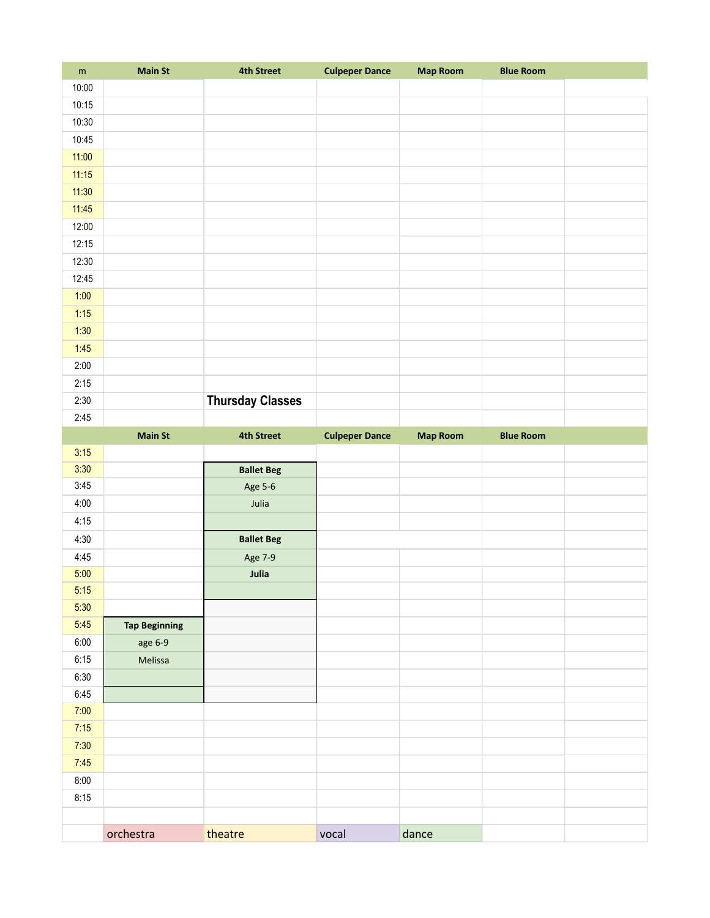| m | Main St | 4th Street | Culpeper Dance | Map Room | Blue Room | |
|---|---|---|---|---|---|---|
| 10:00 | | | | | | |
| 10:15 | | | | | | |
| 10:30 | | | | | | |
| 10:45 | | | | | | |
| 11:00 | | | | | | |
| 11:15 | | | | | | |
| 11:30 | | | | | | |
| 11:45 | | | | | | |
| 12:00 | | | | | | |
| 12:15 | | | | | | |
| 12:30 | | | | | | |
| 12:45 | | | | | | |
| 1:00 | | | | | | |
| 1:15 | | | | | | |
| 1:30 | | | | | | |
| 1:45 | | | | | | |
| 2:00 | | | | | | |
| 2:15 | | | | | | |
| 2:30 | | **Thursday Classes** | | | | |
| 2:45 | | | | | | |

| | Main St | 4th Street | Culpeper Dance | Map Room | Blue Room | |
|---|---|---|---|---|---|---|
| 3:15 | | | | | | |
| 3:30 | | **Ballet Beg** | | | | |
| 3:45 | | Age 5-6 | | | | |
| 4:00 | | Julia | | | | |
| 4:15 | | | | | | |
| 4:30 | | **Ballet Beg** | | | | |
| 4:45 | | Age 7-9 | | | | |
| 5:00 | | **Julia** | | | | |
| 5:15 | | | | | | |
| 5:30 | | | | | | |
| 5:45 | **Tap Beginning** | | | | | |
| 6:00 | age 6-9 | | | | | |
| 6:15 | Melissa | | | | | |
| 6:30 | | | | | | |
| 6:45 | | | | | | |
| 7:00 | | | | | | |
| 7:15 | | | | | | |
| 7:30 | | | | | | |
| 7:45 | | | | | | |
| 8:00 | | | | | | |
| 8:15 | | | | | | |
| | | | | | | |
| | orchestra | theatre | vocal | dance | | |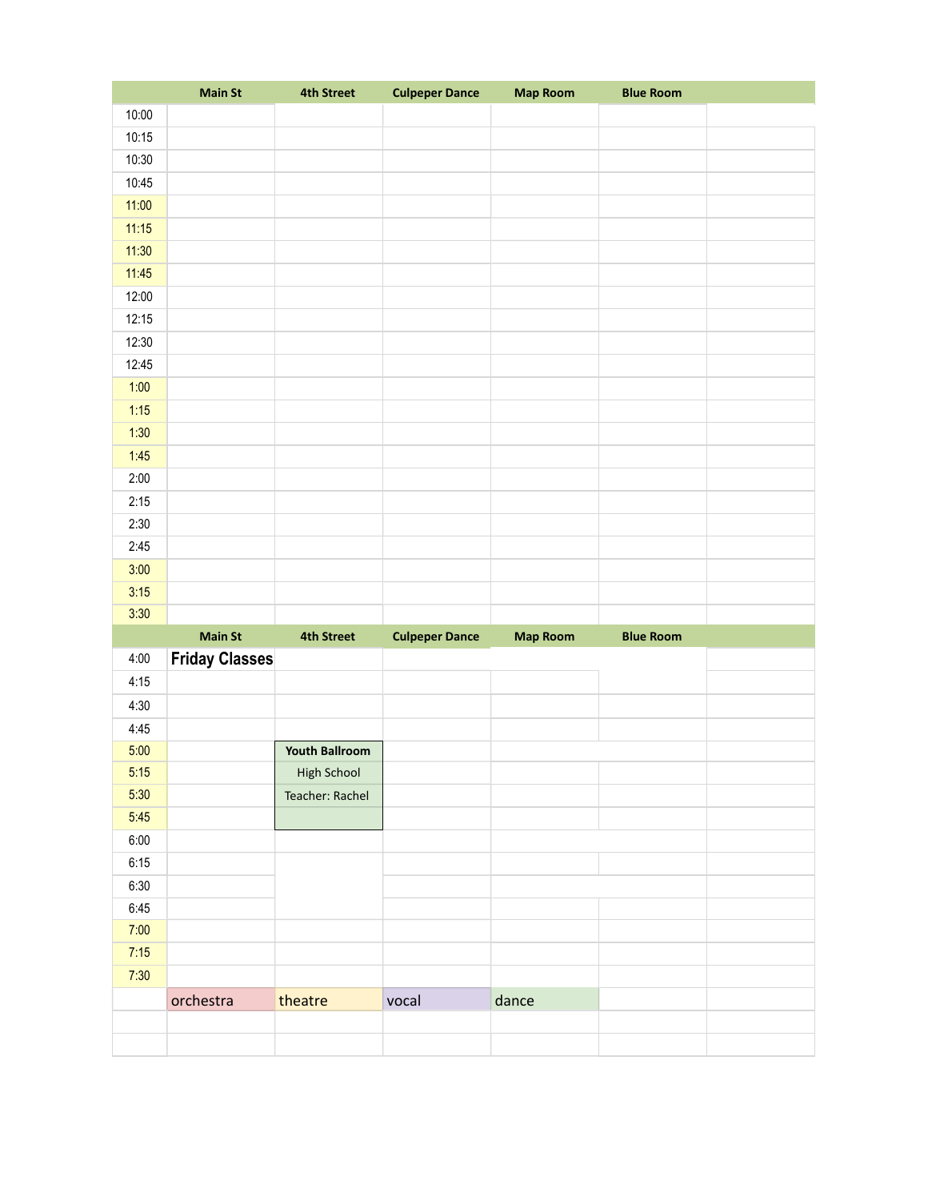| | Main St | 4th Street | Culpeper Dance | Map Room | Blue Room | |
|---|---|---|---|---|---|---|
| 10:00 | | | | | | |
| 10:15 | | | | | | |
| 10:30 | | | | | | |
| 10:45 | | | | | | |
| 11:00 | | | | | | |
| 11:15 | | | | | | |
| 11:30 | | | | | | |
| 11:45 | | | | | | |
| 12:00 | | | | | | |
| 12:15 | | | | | | |
| 12:30 | | | | | | |
| 12:45 | | | | | | |
| 1:00 | | | | | | |
| 1:15 | | | | | | |
| 1:30 | | | | | | |
| 1:45 | | | | | | |
| 2:00 | | | | | | |
| 2:15 | | | | | | |
| 2:30 | | | | | | |
| 2:45 | | | | | | |
| 3:00 | | | | | | |
| 3:15 | | | | | | |
| 3:30 | | | | | | |

## Friday Classes

| | Main St | 4th Street | Culpeper Dance | Map Room | Blue Room | |
|---|---|---|---|---|---|---|
| 4:00 | | | | | | |
| 4:15 | | | | | | |
| 4:30 | | | | | | |
| 4:45 | | | | | | |
| 5:00 | | **Youth Ballroom** | | | | |
| 5:15 | | High School | | | | |
| 5:30 | | Teacher: Rachel | | | | |
| 5:45 | | | | | | |
| 6:00 | | | | | | |
| 6:15 | | | | | | |
| 6:30 | | | | | | |
| 6:45 | | | | | | |
| 7:00 | | | | | | |
| 7:15 | | | | | | |
| 7:30 | | | | | | |
| | orchestra | theatre | vocal | dance | | |